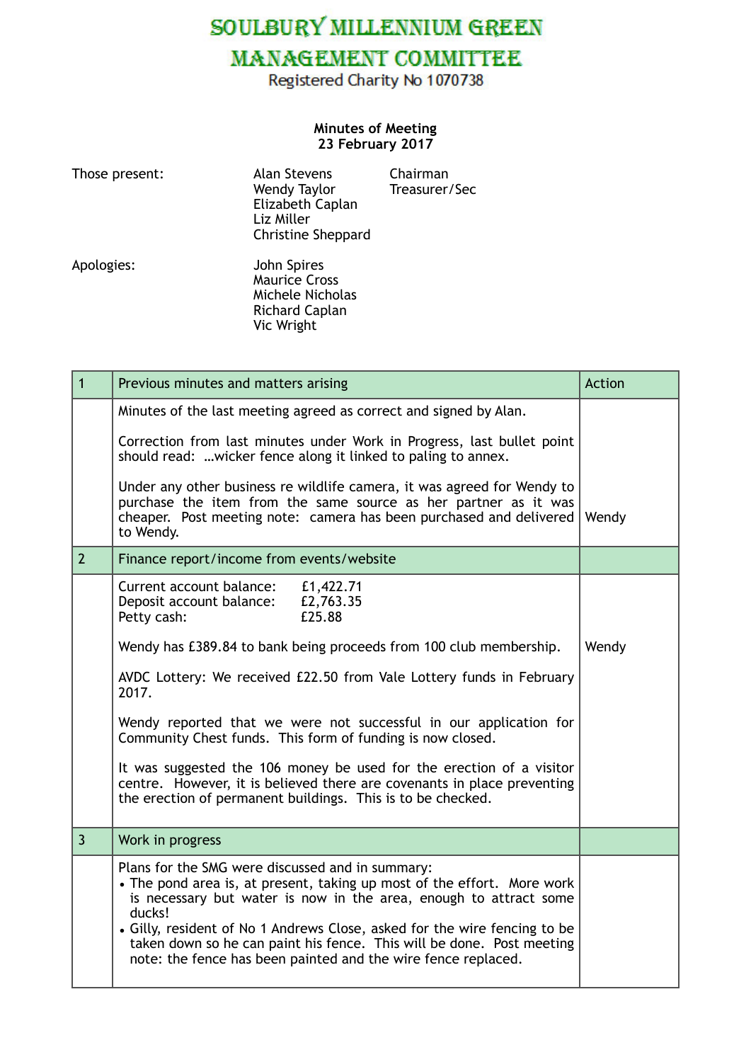# SOULBURY MILLENNIUM GREEN MANAGEMENT COMMITTEE

Registered Charity No 1070738

**Minutes of Meeting**
**23 February 2017**

| | | |
|---|---|---|
| Those present: | Alan Stevens | Chairman |
| | Wendy Taylor | Treasurer/Sec |
| | Elizabeth Caplan | |
| | Liz Miller | |
| | Christine Sheppard | |
| Apologies: | John Spires | |
| | Maurice Cross | |
| | Michele Nicholas | |
| | Richard Caplan | |
| | Vic Wright | |

| 1 | Previous minutes and matters arising | Action |
|---|---|---|
| | Minutes of the last meeting agreed as correct and signed by Alan. | |
| | Correction from last minutes under Work in Progress, last bullet point should read: …wicker fence along it linked to paling to annex. | |
| | Under any other business re wildlife camera, it was agreed for Wendy to purchase the item from the same source as her partner as it was cheaper. Post meeting note: camera has been purchased and delivered to Wendy. | Wendy |
| **2** | **Finance report/income from events/website** | |
| | Current account balance: £1,422.71<br>Deposit account balance: £2,763.35<br>Petty cash: £25.88 | |
| | Wendy has £389.84 to bank being proceeds from 100 club membership. | Wendy |
| | AVDC Lottery: We received £22.50 from Vale Lottery funds in February 2017. | |
| | Wendy reported that we were not successful in our application for Community Chest funds. This form of funding is now closed. | |
| | It was suggested the 106 money be used for the erection of a visitor centre. However, it is believed there are covenants in place preventing the erection of permanent buildings. This is to be checked. | |
| **3** | **Work in progress** | |
| | Plans for the SMG were discussed and in summary:<br>• The pond area is, at present, taking up most of the effort. More work is necessary but water is now in the area, enough to attract some ducks!<br>• Gilly, resident of No 1 Andrews Close, asked for the wire fencing to be taken down so he can paint his fence. This will be done. Post meeting note: the fence has been painted and the wire fence replaced. | |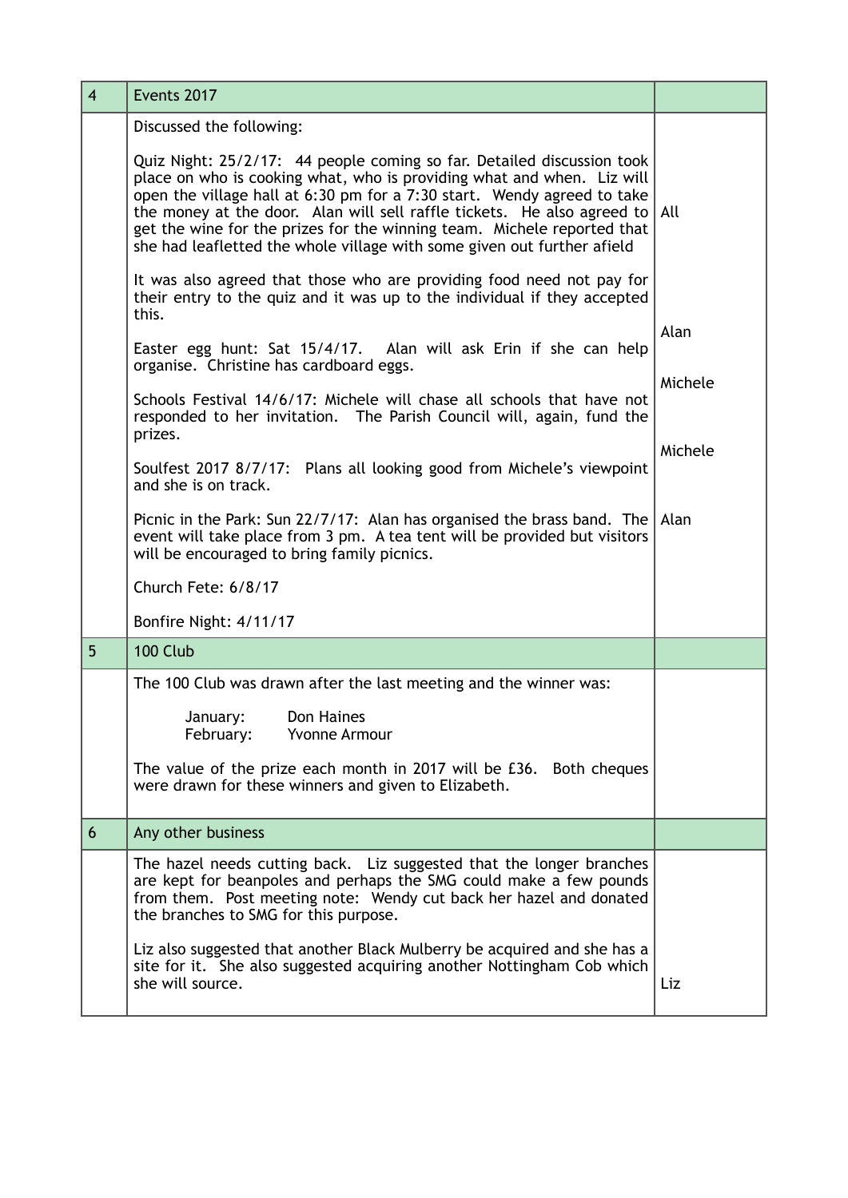| 4 | Events 2017 | |
|---|---|---|
| | Discussed the following:<br><br>Quiz Night: 25/2/17: 44 people coming so far. Detailed discussion took place on who is cooking what, who is providing what and when. Liz will open the village hall at 6:30 pm for a 7:30 start. Wendy agreed to take the money at the door. Alan will sell raffle tickets. He also agreed to get the wine for the prizes for the winning team. Michele reported that she had leafletted the whole village with some given out further afield | All |
| | It was also agreed that those who are providing food need not pay for their entry to the quiz and it was up to the individual if they accepted this. | |
| | Easter egg hunt: Sat 15/4/17. Alan will ask Erin if she can help organise. Christine has cardboard eggs. | Alan |
| | Schools Festival 14/6/17: Michele will chase all schools that have not responded to her invitation. The Parish Council will, again, fund the prizes. | Michele |
| | Soulfest 2017 8/7/17: Plans all looking good from Michele's viewpoint and she is on track. | Michele |
| | Picnic in the Park: Sun 22/7/17: Alan has organised the brass band. The event will take place from 3 pm. A tea tent will be provided but visitors will be encouraged to bring family picnics. | Alan |
| | Church Fete: 6/8/17<br><br>Bonfire Night: 4/11/17 | |
| 5 | 100 Club | |
| | The 100 Club was drawn after the last meeting and the winner was:<br><br>January: Don Haines<br>February: Yvonne Armour<br><br>The value of the prize each month in 2017 will be £36. Both cheques were drawn for these winners and given to Elizabeth. | |
| 6 | Any other business | |
| | The hazel needs cutting back. Liz suggested that the longer branches are kept for beanpoles and perhaps the SMG could make a few pounds from them. Post meeting note: Wendy cut back her hazel and donated the branches to SMG for this purpose. | |
| | Liz also suggested that another Black Mulberry be acquired and she has a site for it. She also suggested acquiring another Nottingham Cob which she will source. | Liz |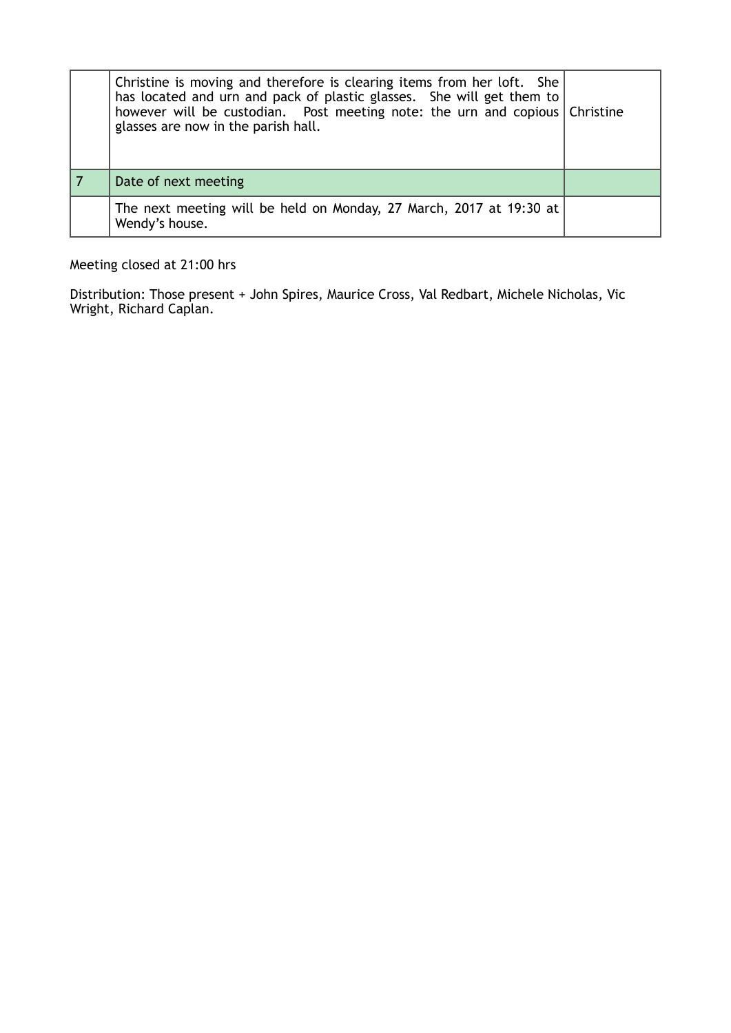| | | |
|---|---|---|
| | Christine is moving and therefore is clearing items from her loft. She has located and urn and pack of plastic glasses. She will get them to however will be custodian. Post meeting note: the urn and copious glasses are now in the parish hall. | Christine |
| 7 | Date of next meeting | |
| | The next meeting will be held on Monday, 27 March, 2017 at 19:30 at Wendy's house. | |

Meeting closed at 21:00 hrs

Distribution: Those present + John Spires, Maurice Cross, Val Redbart, Michele Nicholas, Vic Wright, Richard Caplan.